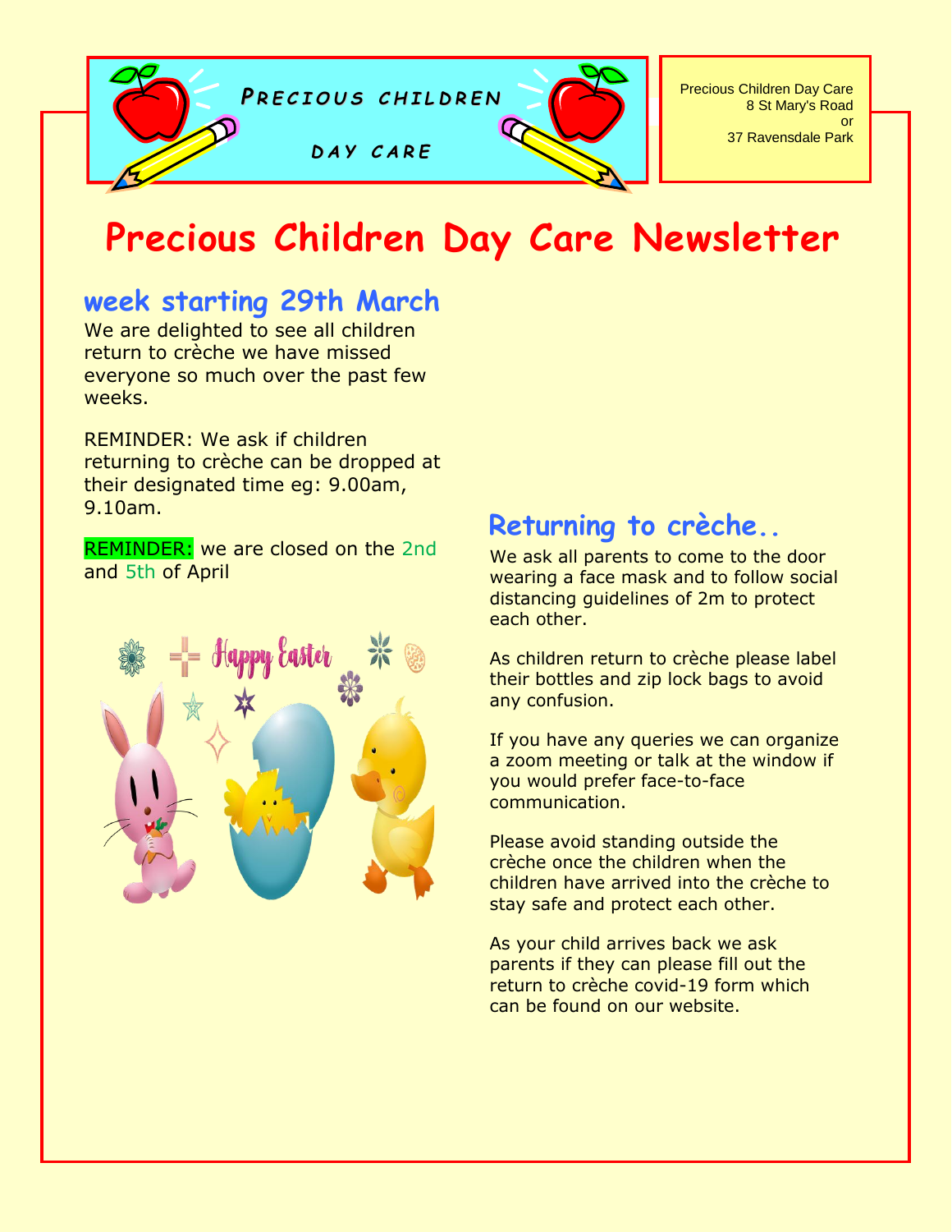PRECIOUS CHILDREN DAY CARE

Precious Children Day Care
8 St Mary's Road
or
37 Ravensdale Park

# Precious Children Day Care Newsletter

## week starting 29th March

We are delighted to see all children return to crèche we have missed everyone so much over the past few weeks.

REMINDER: We ask if children returning to crèche can be dropped at their designated time eg: 9.00am, 9.10am.

REMINDER: we are closed on the 2nd and 5th of April

Happy Easter

## Returning to crèche..

We ask all parents to come to the door wearing a face mask and to follow social distancing guidelines of 2m to protect each other.

As children return to crèche please label their bottles and zip lock bags to avoid any confusion.

If you have any queries we can organize a zoom meeting or talk at the window if you would prefer face-to-face communication.

Please avoid standing outside the crèche once the children when the children have arrived into the crèche to stay safe and protect each other.

As your child arrives back we ask parents if they can please fill out the return to crèche covid-19 form which can be found on our website.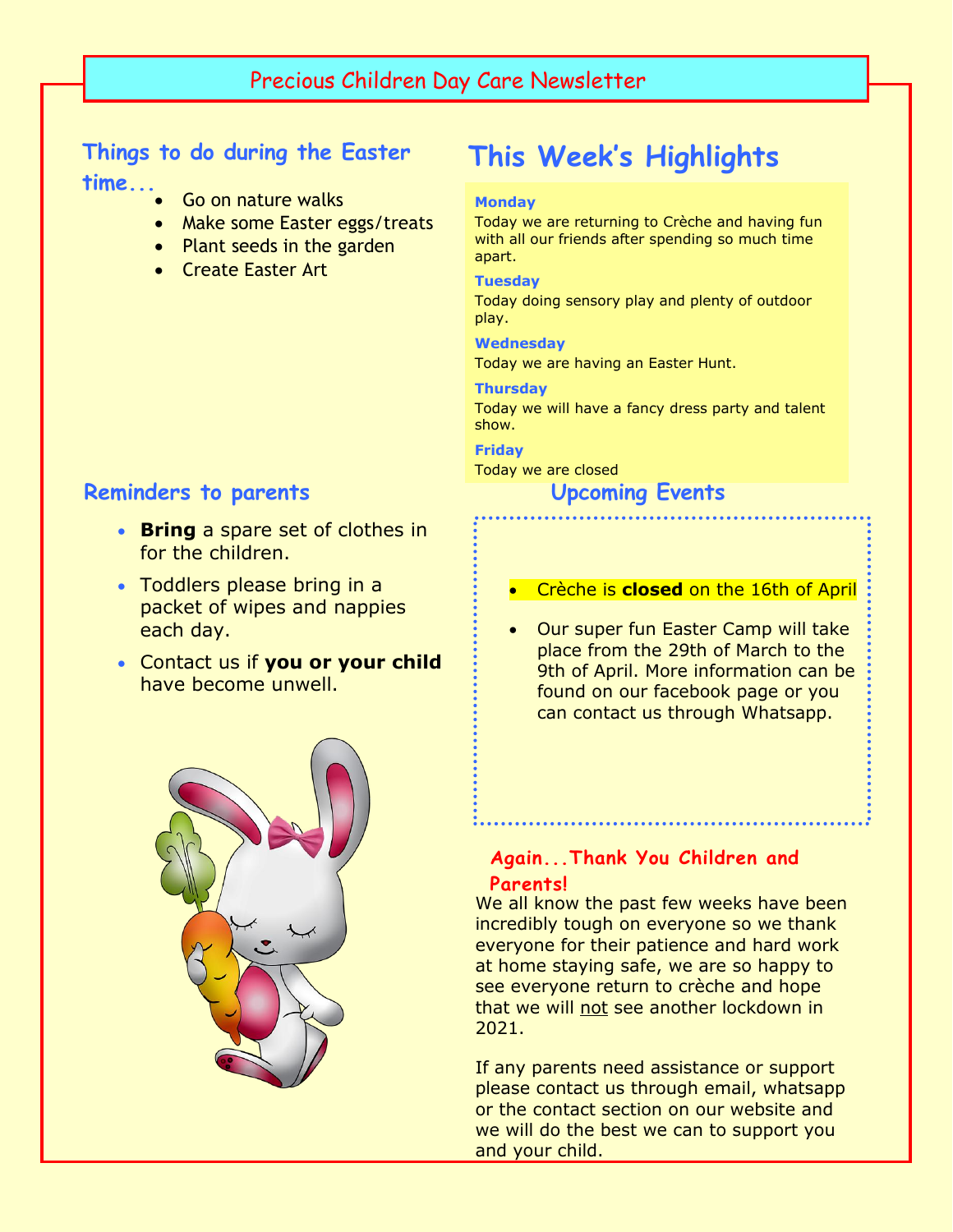# Precious Children Day Care Newsletter

## Things to do during the Easter time...

- Go on nature walks
- Make some Easter eggs/treats
- Plant seeds in the garden
- Create Easter Art

## Reminders to parents

- **Bring** a spare set of clothes in for the children.
- Toddlers please bring in a packet of wipes and nappies each day.
- Contact us if **you or your child** have become unwell.

# This Week's Highlights

**Monday**
Today we are returning to Crèche and having fun with all our friends after spending so much time apart.

**Tuesday**
Today doing sensory play and plenty of outdoor play.

**Wednesday**
Today we are having an Easter Hunt.

**Thursday**
Today we will have a fancy dress party and talent show.

**Friday**
Today we are closed

## Upcoming Events

- Crèche is **closed** on the 16th of April
- Our super fun Easter Camp will take place from the 29th of March to the 9th of April. More information can be found on our facebook page or you can contact us through Whatsapp.

## Again...Thank You Children and Parents!

We all know the past few weeks have been incredibly tough on everyone so we thank everyone for their patience and hard work at home staying safe, we are so happy to see everyone return to crèche and hope that we will not see another lockdown in 2021.

If any parents need assistance or support please contact us through email, whatsapp or the contact section on our website and we will do the best we can to support you and your child.